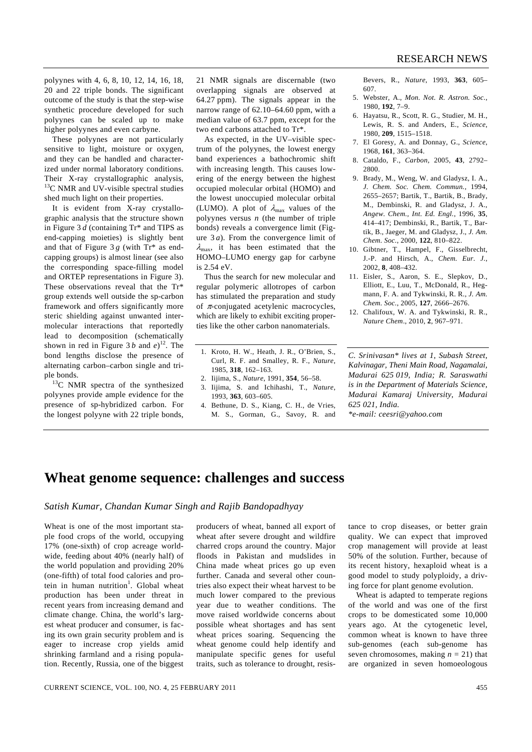polyynes with 4, 6, 8, 10, 12, 14, 16, 18, 20 and 22 triple bonds. The significant outcome of the study is that the step-wise synthetic procedure developed for such polyynes can be scaled up to make higher polyynes and even carbyne.

These polyynes are not particularly sensitive to light, moisture or oxygen, and they can be handled and characterized under normal laboratory conditions. Their X-ray crystallographic analysis, $^{13}C$ NMR and UV-visible spectral studies shed much light on their properties.

It is evident from X-ray crystallographic analysis that the structure shown in Figure 3 *d* (containing Tr* and TIPS as end-capping moieties) is slightly bent and that of Figure 3 *g* (with Tr* as end-capping groups) is almost linear (see also the corresponding space-filling model and ORTEP representations in Figure 3). These observations reveal that the Tr* group extends well outside the sp-carbon framework and offers significantly more steric shielding against unwanted intermolecular interactions that reportedly lead to decomposition (schematically shown in red in Figure 3 *b* and *e*)[12]. The bond lengths disclose the presence of alternating carbon–carbon single and triple bonds.

$^{13}C$ NMR spectra of the synthesized polyynes provide ample evidence for the presence of sp-hybridized carbon. For the longest polyyne with 22 triple bonds, 21 NMR signals are discernable (two overlapping signals are observed at 64.27 ppm). The signals appear in the narrow range of 62.10–64.60 ppm, with a median value of 63.7 ppm, except for the two end carbons attached to Tr*.

As expected, in the UV–visible spectrum of the polyynes, the lowest energy band experiences a bathochromic shift with increasing length. This causes lowering of the energy between the highest occupied molecular orbital (HOMO) and the lowest unoccupied molecular orbital (LUMO). A plot of $\lambda_{max}$ values of the polyynes versus $n$ (the number of triple bonds) reveals a convergence limit (Figure 3 *a*). From the convergence limit of $\lambda_{max}$, it has been estimated that the HOMO–LUMO energy gap for carbyne is 2.54 eV.

Thus the search for new molecular and regular polymeric allotropes of carbon has stimulated the preparation and study of $\pi$-conjugated acetylenic macrocycles, which are likely to exhibit exciting properties like the other carbon nanomaterials.

1. Kroto, H. W., Heath, J. R., O'Brien, S., Curl, R. F. and Smalley, R. F., *Nature*, 1985, **318**, 162–163.
2. Iijima, S., *Nature*, 1991, **354**, 56–58.
3. Iijima, S. and Ichihashi, T., *Nature*, 1993, **363**, 603–605.
4. Bethune, D. S., Kiang, C. H., de Vries, M. S., Gorman, G., Savoy, R. and Bevers, R., *Nature*, 1993, **363**, 605–607.
5. Webster, A., *Mon. Not. R. Astron. Soc.*, 1980, **192**, 7–9.
6. Hayatsu, R., Scott, R. G., Studier, M. H., Lewis, R. S. and Anders, E., *Science*, 1980, **209**, 1515–1518.
7. El Goresy, A. and Donnay, G., *Science*, 1968, **161**, 363–364.
8. Cataldo, F., *Carbon*, 2005, **43**, 2792–2800.
9. Brady, M., Weng, W. and Gladysz, I. A., *J. Chem. Soc. Chem. Commun.*, 1994, 2655–2657; Bartik, T., Bartik, B., Brady, M., Dembinski, R. and Gladysz, J. A., *Angew. Chem., Int. Ed. Engl.*, 1996, **35**, 414–417; Dembinski, R., Bartik, T., Bartik, B., Jaeger, M. and Gladysz, J., *J. Am. Chem. Soc.*, 2000, **122**, 810–822.
10. Gibtner, T., Hampel, F., Gisselbrecht, J.-P. and Hirsch, A., *Chem. Eur. J.*, 2002, **8**, 408–432.
11. Eisler, S., Aaron, S. E., Slepkov, D., Elliott, E., Luu, T., McDonald, R., Hegmann, F. A. and Tykwinski, R. R., *J. Am. Chem. Soc.*, 2005, **127**, 2666–2676.
12. Chalifoux, W. A. and Tykwinski, R. R., *Nature Chem*., 2010, **2**, 967–971.

*C. Srinivasan\* lives at 1, Subash Street, Kalvinagar, Theni Main Road, Nagamalai, Madurai 625 019, India; R. Saraswathi is in the Department of Materials Science, Madurai Kamaraj University, Madurai 625 021, India.*
*\*e-mail: ceesri@yahoo.com*

# Wheat genome sequence: challenges and success

*Satish Kumar, Chandan Kumar Singh and Rajib Bandopadhyay*

Wheat is one of the most important staple food crops of the world, occupying 17% (one-sixth) of crop acreage worldwide, feeding about 40% (nearly half) of the world population and providing 20% (one-fifth) of total food calories and protein in human nutrition[1]. Global wheat production has been under threat in recent years from increasing demand and climate change. China, the world's largest wheat producer and consumer, is facing its own grain security problem and is eager to increase crop yields amid shrinking farmland and a rising population. Recently, Russia, one of the biggest producers of wheat, banned all export of wheat after severe drought and wildfire charred crops around the country. Major floods in Pakistan and mudslides in China made wheat prices go up even further. Canada and several other countries also expect their wheat harvest to be much lower compared to the previous year due to weather conditions. The move raised worldwide concerns about possible wheat shortages and has sent wheat prices soaring. Sequencing the wheat genome could help identify and manipulate specific genes for useful traits, such as tolerance to drought, resistance to crop diseases, or better grain quality. We can expect that improved crop management will provide at least 50% of the solution. Further, because of its recent history, hexaploid wheat is a good model to study polyploidy, a driving force for plant genome evolution.

Wheat is adapted to temperate regions of the world and was one of the first crops to be domesticated some 10,000 years ago. At the cytogenetic level, common wheat is known to have three sub-genomes (each sub-genome has seven chromosomes, making $n = 21$) that are organized in seven homoeologous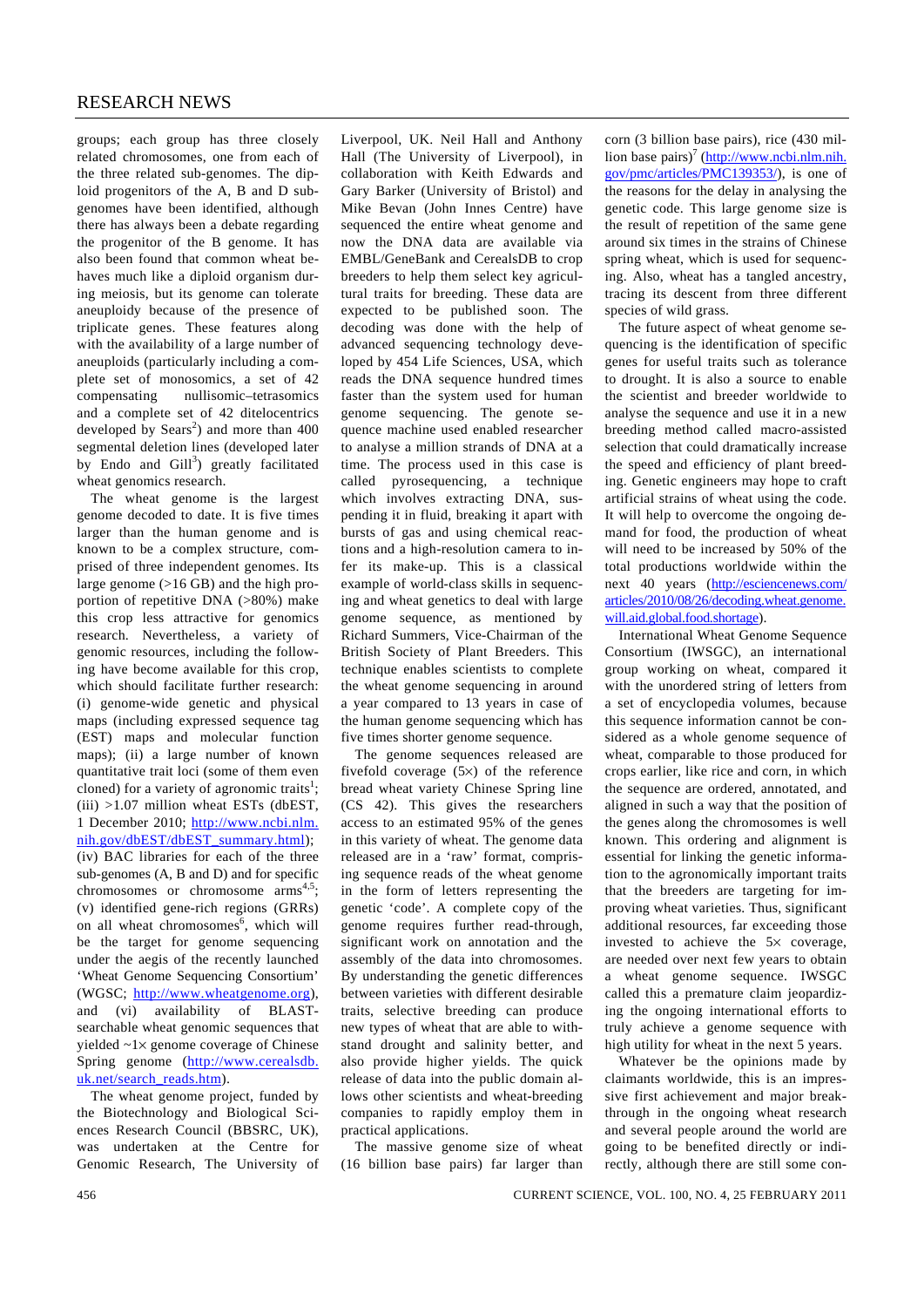groups; each group has three closely related chromosomes, one from each of the three related sub-genomes. The diploid progenitors of the A, B and D sub-genomes have been identified, although there has always been a debate regarding the progenitor of the B genome. It has also been found that common wheat behaves much like a diploid organism during meiosis, but its genome can tolerate aneuploidy because of the presence of triplicate genes. These features along with the availability of a large number of aneuploids (particularly including a complete set of monosomics, a set of 42 compensating nullisomic–tetrasomics and a complete set of 42 ditelocentrics developed by Sears[2]) and more than 400 segmental deletion lines (developed later by Endo and Gill[3]) greatly facilitated wheat genomics research.

The wheat genome is the largest genome decoded to date. It is five times larger than the human genome and is known to be a complex structure, comprised of three independent genomes. Its large genome (>16 GB) and the high proportion of repetitive DNA (>80%) make this crop less attractive for genomics research. Nevertheless, a variety of genomic resources, including the following have become available for this crop, which should facilitate further research: (i) genome-wide genetic and physical maps (including expressed sequence tag (EST) maps and molecular function maps); (ii) a large number of known quantitative trait loci (some of them even cloned) for a variety of agronomic traits[1]; (iii) >1.07 million wheat ESTs (dbEST, 1 December 2010; http://www.ncbi.nlm.nih.gov/dbEST/dbEST_summary.html); (iv) BAC libraries for each of the three sub-genomes (A, B and D) and for specific chromosomes or chromosome arms[4,5]; (v) identified gene-rich regions (GRRs) on all wheat chromosomes[6], which will be the target for genome sequencing under the aegis of the recently launched 'Wheat Genome Sequencing Consortium' (WGSC; http://www.wheatgenome.org), and (vi) availability of BLAST-searchable wheat genomic sequences that yielded ~1× genome coverage of Chinese Spring genome (http://www.cerealsdb.uk.net/search_reads.htm).

The wheat genome project, funded by the Biotechnology and Biological Sciences Research Council (BBSRC, UK), was undertaken at the Centre for Genomic Research, The University of Liverpool, UK. Neil Hall and Anthony Hall (The University of Liverpool), in collaboration with Keith Edwards and Gary Barker (University of Bristol) and Mike Bevan (John Innes Centre) have sequenced the entire wheat genome and now the DNA data are available via EMBL/GeneBank and CerealsDB to crop breeders to help them select key agricultural traits for breeding. These data are expected to be published soon. The decoding was done with the help of advanced sequencing technology developed by 454 Life Sciences, USA, which reads the DNA sequence hundred times faster than the system used for human genome sequencing. The genote sequence machine used enabled researcher to analyse a million strands of DNA at a time. The process used in this case is called pyrosequencing, a technique which involves extracting DNA, suspending it in fluid, breaking it apart with bursts of gas and using chemical reactions and a high-resolution camera to infer its make-up. This is a classical example of world-class skills in sequencing and wheat genetics to deal with large genome sequence, as mentioned by Richard Summers, Vice-Chairman of the British Society of Plant Breeders. This technique enables scientists to complete the wheat genome sequencing in around a year compared to 13 years in case of the human genome sequencing which has five times shorter genome sequence.

The genome sequences released are fivefold coverage (5×) of the reference bread wheat variety Chinese Spring line (CS 42). This gives the researchers access to an estimated 95% of the genes in this variety of wheat. The genome data released are in a 'raw' format, comprising sequence reads of the wheat genome in the form of letters representing the genetic 'code'. A complete copy of the genome requires further read-through, significant work on annotation and the assembly of the data into chromosomes. By understanding the genetic differences between varieties with different desirable traits, selective breeding can produce new types of wheat that are able to withstand drought and salinity better, and also provide higher yields. The quick release of data into the public domain allows other scientists and wheat-breeding companies to rapidly employ them in practical applications.

The massive genome size of wheat (16 billion base pairs) far larger than corn (3 billion base pairs), rice (430 million base pairs)[7] (http://www.ncbi.nlm.nih.gov/pmc/articles/PMC139353/), is one of the reasons for the delay in analysing the genetic code. This large genome size is the result of repetition of the same gene around six times in the strains of Chinese spring wheat, which is used for sequencing. Also, wheat has a tangled ancestry, tracing its descent from three different species of wild grass.

The future aspect of wheat genome sequencing is the identification of specific genes for useful traits such as tolerance to drought. It is also a source to enable the scientist and breeder worldwide to analyse the sequence and use it in a new breeding method called macro-assisted selection that could dramatically increase the speed and efficiency of plant breeding. Genetic engineers may hope to craft artificial strains of wheat using the code. It will help to overcome the ongoing demand for food, the production of wheat will need to be increased by 50% of the total productions worldwide within the next 40 years (http://esciencenews.com/articles/2010/08/26/decoding.wheat.genome.will.aid.global.food.shortage).

International Wheat Genome Sequence Consortium (IWSGC), an international group working on wheat, compared it with the unordered string of letters from a set of encyclopedia volumes, because this sequence information cannot be considered as a whole genome sequence of wheat, comparable to those produced for crops earlier, like rice and corn, in which the sequence are ordered, annotated, and aligned in such a way that the position of the genes along the chromosomes is well known. This ordering and alignment is essential for linking the genetic information to the agronomically important traits that the breeders are targeting for improving wheat varieties. Thus, significant additional resources, far exceeding those invested to achieve the 5× coverage, are needed over next few years to obtain a wheat genome sequence. IWSGC called this a premature claim jeopardizing the ongoing international efforts to truly achieve a genome sequence with high utility for wheat in the next 5 years.

Whatever be the opinions made by claimants worldwide, this is an impressive first achievement and major breakthrough in the ongoing wheat research and several people around the world are going to be benefited directly or indirectly, although there are still some con-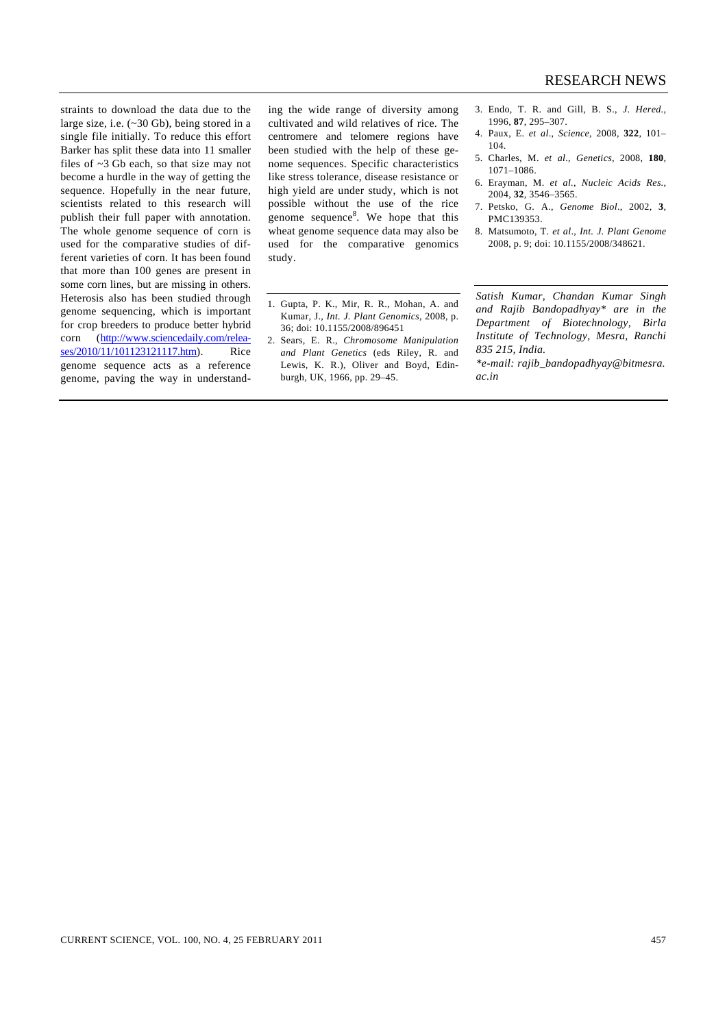straints to download the data due to the large size, i.e. (~30 Gb), being stored in a single file initially. To reduce this effort Barker has split these data into 11 smaller files of ~3 Gb each, so that size may not become a hurdle in the way of getting the sequence. Hopefully in the near future, scientists related to this research will publish their full paper with annotation. The whole genome sequence of corn is used for the comparative studies of different varieties of corn. It has been found that more than 100 genes are present in some corn lines, but are missing in others. Heterosis also has been studied through genome sequencing, which is important for crop breeders to produce better hybrid corn (http://www.sciencedaily.com/releases/2010/11/101123121117.htm). Rice genome sequence acts as a reference genome, paving the way in understanding the wide range of diversity among cultivated and wild relatives of rice. The centromere and telomere regions have been studied with the help of these genome sequences. Specific characteristics like stress tolerance, disease resistance or high yield are under study, which is not possible without the use of the rice genome sequence[8]. We hope that this wheat genome sequence data may also be used for the comparative genomics study.

1. Gupta, P. K., Mir, R. R., Mohan, A. and Kumar, J., *Int. J. Plant Genomics*, 2008, p. 36; doi: 10.1155/2008/896451
2. Sears, E. R., *Chromosome Manipulation and Plant Genetics* (eds Riley, R. and Lewis, K. R.), Oliver and Boyd, Edinburgh, UK, 1966, pp. 29–45.
3. Endo, T. R. and Gill, B. S., *J. Hered.*, 1996, **87**, 295–307.
4. Paux, E. *et al.*, *Science*, 2008, **322**, 101–104.
5. Charles, M. *et al.*, *Genetics*, 2008, **180**, 1071–1086.
6. Erayman, M. *et al.*, *Nucleic Acids Res.*, 2004, **32**, 3546–3565.
7. Petsko, G. A., *Genome Biol.*, 2002, **3**, PMC139353.
8. Matsumoto, T. *et al.*, *Int. J. Plant Genome* 2008, p. 9; doi: 10.1155/2008/348621.

*Satish Kumar, Chandan Kumar Singh and Rajib Bandopadhyay* are in the Department of Biotechnology, Birla Institute of Technology, Mesra, Ranchi 835 215, India.*
*\*e-mail: rajib_bandopadhyay@bitmesra.ac.in*